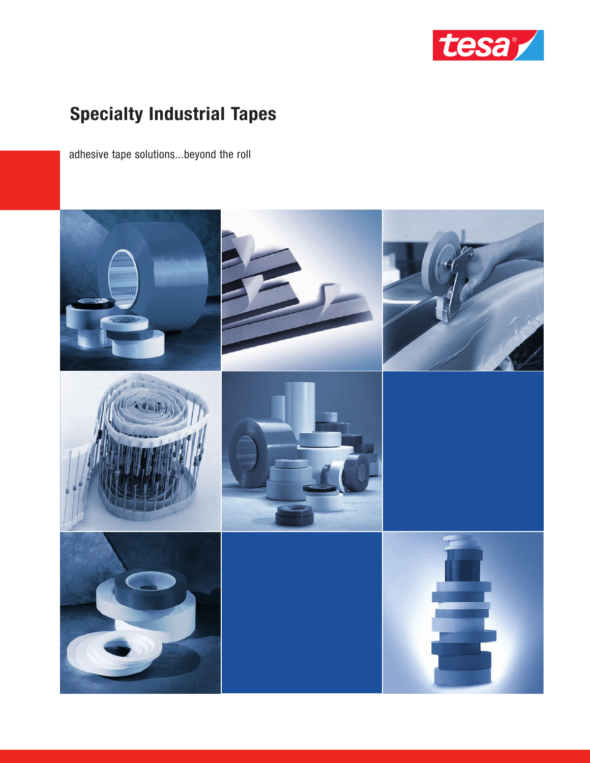tesa

# Specialty Industrial Tapes

adhesive tape solutions...beyond the roll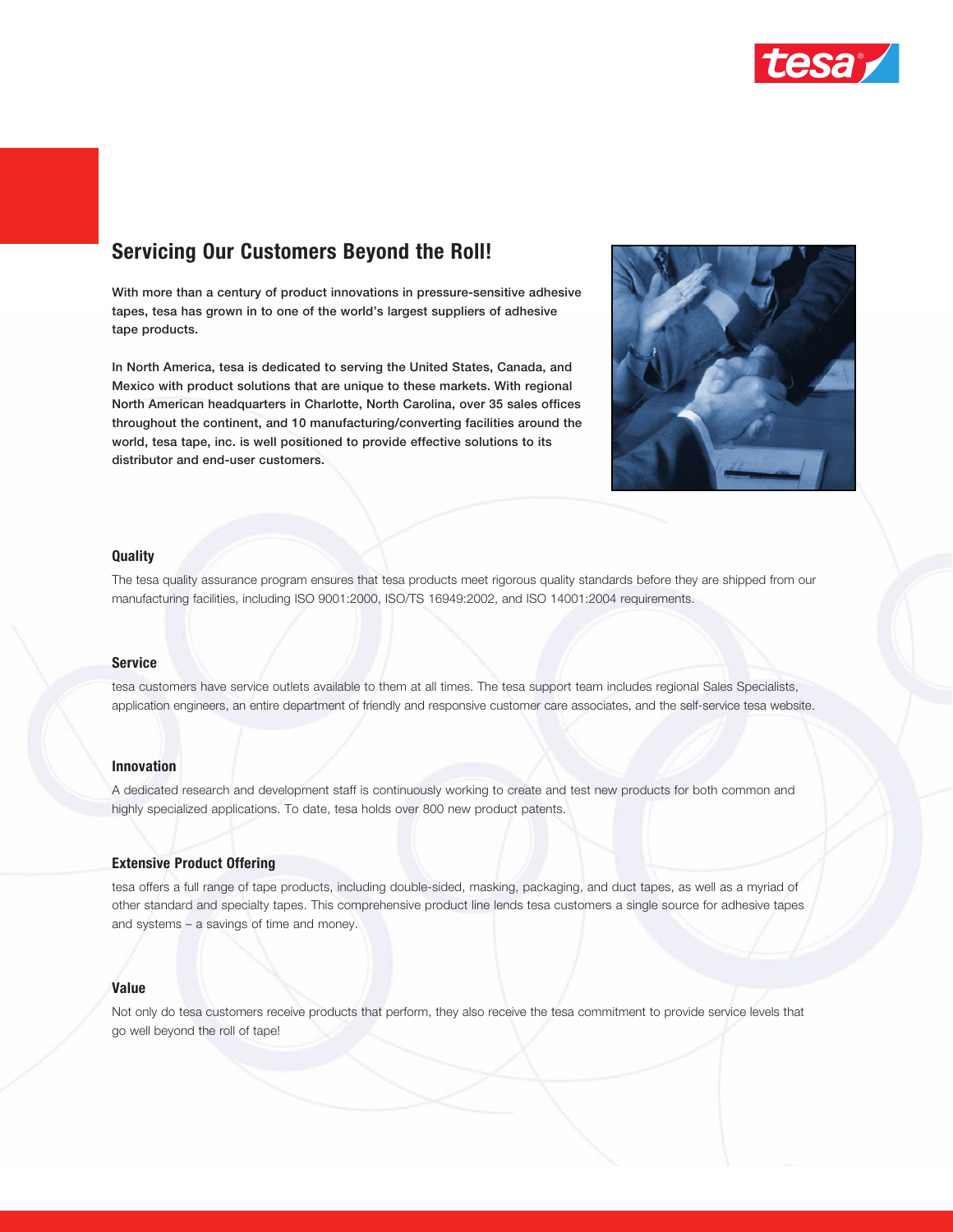## Servicing Our Customers Beyond the Roll!

**With more than a century of product innovations in pressure-sensitive adhesive tapes, tesa has grown in to one of the world's largest suppliers of adhesive tape products.**

**In North America, tesa is dedicated to serving the United States, Canada, and Mexico with product solutions that are unique to these markets. With regional North American headquarters in Charlotte, North Carolina, over 35 sales offices throughout the continent, and 10 manufacturing/converting facilities around the world, tesa tape, inc. is well positioned to provide effective solutions to its distributor and end-user customers.**

### Quality

The tesa quality assurance program ensures that tesa products meet rigorous quality standards before they are shipped from our manufacturing facilities, including ISO 9001:2000, ISO/TS 16949:2002, and ISO 14001:2004 requirements.

### Service

tesa customers have service outlets available to them at all times. The tesa support team includes regional Sales Specialists, application engineers, an entire department of friendly and responsive customer care associates, and the self-service tesa website.

### Innovation

A dedicated research and development staff is continuously working to create and test new products for both common and highly specialized applications. To date, tesa holds over 800 new product patents.

### Extensive Product Offering

tesa offers a full range of tape products, including double-sided, masking, packaging, and duct tapes, as well as a myriad of other standard and specialty tapes. This comprehensive product line lends tesa customers a single source for adhesive tapes and systems – a savings of time and money.

### Value

Not only do tesa customers receive products that perform, they also receive the tesa commitment to provide service levels that go well beyond the roll of tape!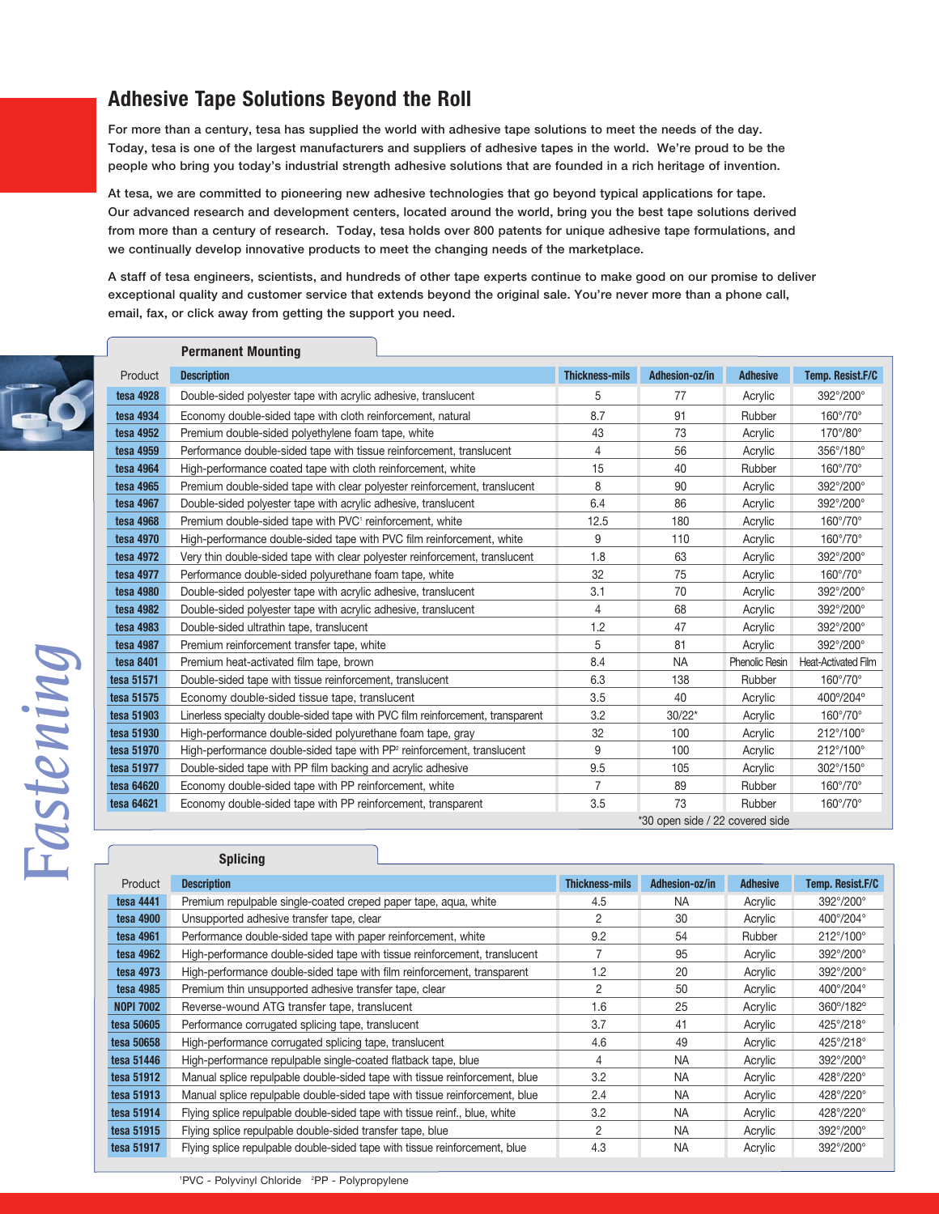## Adhesive Tape Solutions Beyond the Roll

For more than a century, tesa has supplied the world with adhesive tape solutions to meet the needs of the day. Today, tesa is one of the largest manufacturers and suppliers of adhesive tapes in the world. We're proud to be the people who bring you today's industrial strength adhesive solutions that are founded in a rich heritage of invention.

At tesa, we are committed to pioneering new adhesive technologies that go beyond typical applications for tape. Our advanced research and development centers, located around the world, bring you the best tape solutions derived from more than a century of research. Today, tesa holds over 800 patents for unique adhesive tape formulations, and we continually develop innovative products to meet the changing needs of the marketplace.

A staff of tesa engineers, scientists, and hundreds of other tape experts continue to make good on our promise to deliver exceptional quality and customer service that extends beyond the original sale. You're never more than a phone call, email, fax, or click away from getting the support you need.

*Fastening*

### Permanent Mounting

| Product | Description | Thickness-mils | Adhesion-oz/in | Adhesive | Temp. Resist.F/C |
|---|---|---|---|---|---|
| tesa 4928 | Double-sided polyester tape with acrylic adhesive, translucent | 5 | 77 | Acrylic | 392°/200° |
| tesa 4934 | Economy double-sided tape with cloth reinforcement, natural | 8.7 | 91 | Rubber | 160°/70° |
| tesa 4952 | Premium double-sided polyethylene foam tape, white | 43 | 73 | Acrylic | 170°/80° |
| tesa 4959 | Performance double-sided tape with tissue reinforcement, translucent | 4 | 56 | Acrylic | 356°/180° |
| tesa 4964 | High-performance coated tape with cloth reinforcement, white | 15 | 40 | Rubber | 160°/70° |
| tesa 4965 | Premium double-sided tape with clear polyester reinforcement, translucent | 8 | 90 | Acrylic | 392°/200° |
| tesa 4967 | Double-sided polyester tape with acrylic adhesive, translucent | 6.4 | 86 | Acrylic | 392°/200° |
| tesa 4968 | Premium double-sided tape with PVC[1] reinforcement, white | 12.5 | 180 | Acrylic | 160°/70° |
| tesa 4970 | High-performance double-sided tape with PVC film reinforcement, white | 9 | 110 | Acrylic | 160°/70° |
| tesa 4972 | Very thin double-sided tape with clear polyester reinforcement, translucent | 1.8 | 63 | Acrylic | 392°/200° |
| tesa 4977 | Performance double-sided polyurethane foam tape, white | 32 | 75 | Acrylic | 160°/70° |
| tesa 4980 | Double-sided polyester tape with acrylic adhesive, translucent | 3.1 | 70 | Acrylic | 392°/200° |
| tesa 4982 | Double-sided polyester tape with acrylic adhesive, translucent | 4 | 68 | Acrylic | 392°/200° |
| tesa 4983 | Double-sided ultrathin tape, translucent | 1.2 | 47 | Acrylic | 392°/200° |
| tesa 4987 | Premium reinforcement transfer tape, white | 5 | 81 | Acrylic | 392°/200° |
| tesa 8401 | Premium heat-activated film tape, brown | 8.4 | NA | Phenolic Resin | Heat-Activated Film |
| tesa 51571 | Double-sided tape with tissue reinforcement, translucent | 6.3 | 138 | Rubber | 160°/70° |
| tesa 51575 | Economy double-sided tissue tape, translucent | 3.5 | 40 | Acrylic | 400°/204° |
| tesa 51903 | Linerless specialty double-sided tape with PVC film reinforcement, transparent | 3.2 | 30/22* | Acrylic | 160°/70° |
| tesa 51930 | High-performance double-sided polyurethane foam tape, gray | 32 | 100 | Acrylic | 212°/100° |
| tesa 51970 | High-performance double-sided tape with PP[2] reinforcement, translucent | 9 | 100 | Acrylic | 212°/100° |
| tesa 51977 | Double-sided tape with PP film backing and acrylic adhesive | 9.5 | 105 | Acrylic | 302°/150° |
| tesa 64620 | Economy double-sided tape with PP reinforcement, white | 7 | 89 | Rubber | 160°/70° |
| tesa 64621 | Economy double-sided tape with PP reinforcement, transparent | 3.5 | 73 | Rubber | 160°/70° |

*30 open side / 22 covered side

### Splicing

| Product | Description | Thickness-mils | Adhesion-oz/in | Adhesive | Temp. Resist.F/C |
|---|---|---|---|---|---|
| tesa 4441 | Premium repulpable single-coated creped paper tape, aqua, white | 4.5 | NA | Acrylic | 392°/200° |
| tesa 4900 | Unsupported adhesive transfer tape, clear | 2 | 30 | Acrylic | 400°/204° |
| tesa 4961 | Performance double-sided tape with paper reinforcement, white | 9.2 | 54 | Rubber | 212°/100° |
| tesa 4962 | High-performance double-sided tape with tissue reinforcement, translucent | 7 | 95 | Acrylic | 392°/200° |
| tesa 4973 | High-performance double-sided tape with film reinforcement, transparent | 1.2 | 20 | Acrylic | 392°/200° |
| tesa 4985 | Premium thin unsupported adhesive transfer tape, clear | 2 | 50 | Acrylic | 400°/204° |
| NOPI 7002 | Reverse-wound ATG transfer tape, translucent | 1.6 | 25 | Acrylic | 360°/182° |
| tesa 50605 | Performance corrugated splicing tape, translucent | 3.7 | 41 | Acrylic | 425°/218° |
| tesa 50658 | High-performance corrugated splicing tape, translucent | 4.6 | 49 | Acrylic | 425°/218° |
| tesa 51446 | High-performance repulpable single-coated flatback tape, blue | 4 | NA | Acrylic | 392°/200° |
| tesa 51912 | Manual splice repulpable double-sided tape with tissue reinforcement, blue | 3.2 | NA | Acrylic | 428°/220° |
| tesa 51913 | Manual splice repulpable double-sided tape with tissue reinforcement, blue | 2.4 | NA | Acrylic | 428°/220° |
| tesa 51914 | Flying splice repulpable double-sided tape with tissue reinf., blue, white | 3.2 | NA | Acrylic | 428°/220° |
| tesa 51915 | Flying splice repulpable double-sided transfer tape, blue | 2 | NA | Acrylic | 392°/200° |
| tesa 51917 | Flying splice repulpable double-sided tape with tissue reinforcement, blue | 4.3 | NA | Acrylic | 392°/200° |

[1]PVC - Polyvinyl Chloride [2]PP - Polypropylene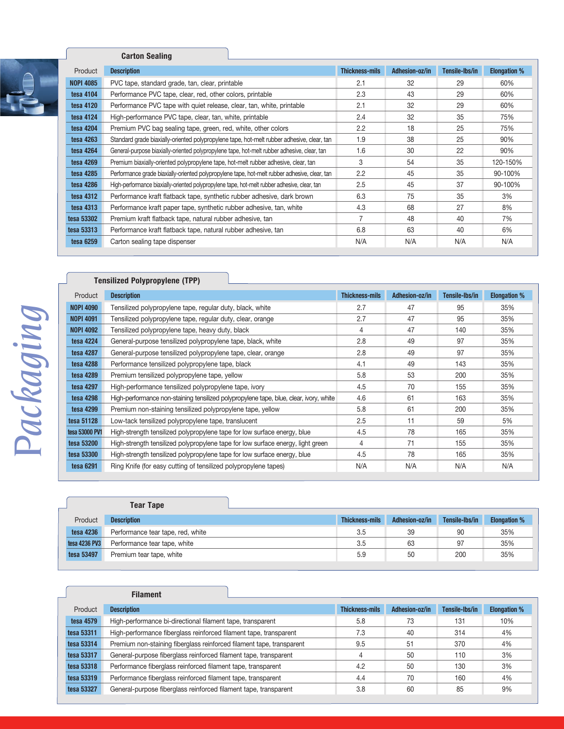## Carton Sealing

| Product | Description | Thickness-mils | Adhesion-oz/in | Tensile-lbs/in | Elongation % |
|---|---|---|---|---|---|
| NOPI 4085 | PVC tape, standard grade, tan, clear, printable | 2.1 | 32 | 29 | 60% |
| tesa 4104 | Performance PVC tape, clear, red, other colors, printable | 2.3 | 43 | 29 | 60% |
| tesa 4120 | Performance PVC tape with quiet release, clear, tan, white, printable | 2.1 | 32 | 29 | 60% |
| tesa 4124 | High-performance PVC tape, clear, tan, white, printable | 2.4 | 32 | 35 | 75% |
| tesa 4204 | Premium PVC bag sealing tape, green, red, white, other colors | 2.2 | 18 | 25 | 75% |
| tesa 4263 | Standard grade biaxially-oriented polypropylene tape, hot-melt rubber adhesive, clear, tan | 1.9 | 38 | 25 | 90% |
| tesa 4264 | General-purpose biaxially-oriented polypropylene tape, hot-melt rubber adhesive, clear, tan | 1.6 | 30 | 22 | 90% |
| tesa 4269 | Premium biaxially-oriented polypropylene tape, hot-melt rubber adhesive, clear, tan | 3 | 54 | 35 | 120-150% |
| tesa 4285 | Performance grade biaxially-oriented polypropylene tape, hot-melt rubber adhesive, clear, tan | 2.2 | 45 | 35 | 90-100% |
| tesa 4286 | High-performance biaxially-oriented polypropylene tape, hot-melt rubber adhesive, clear, tan | 2.5 | 45 | 37 | 90-100% |
| tesa 4312 | Performance kraft flatback tape, synthetic rubber adhesive, dark brown | 6.3 | 75 | 35 | 3% |
| tesa 4313 | Performance kraft paper tape, synthetic rubber adhesive, tan, white | 4.3 | 68 | 27 | 8% |
| tesa 53302 | Premium kraft flatback tape, natural rubber adhesive, tan | 7 | 48 | 40 | 7% |
| tesa 53313 | Performance kraft flatback tape, natural rubber adhesive, tan | 6.8 | 63 | 40 | 6% |
| tesa 6259 | Carton sealing tape dispenser | N/A | N/A | N/A | N/A |

## Tensilized Polypropylene (TPP)

| Product | Description | Thickness-mils | Adhesion-oz/in | Tensile-lbs/in | Elongation % |
|---|---|---|---|---|---|
| NOPI 4090 | Tensilized polypropylene tape, regular duty, black, white | 2.7 | 47 | 95 | 35% |
| NOPI 4091 | Tensilized polypropylene tape, regular duty, clear, orange | 2.7 | 47 | 95 | 35% |
| NOPI 4092 | Tensilized polypropylene tape, heavy duty, black | 4 | 47 | 140 | 35% |
| tesa 4224 | General-purpose tensilized polypropylene tape, black, white | 2.8 | 49 | 97 | 35% |
| tesa 4287 | General-purpose tensilized polypropylene tape, clear, orange | 2.8 | 49 | 97 | 35% |
| tesa 4288 | Performance tensilized polypropylene tape, black | 4.1 | 49 | 143 | 35% |
| tesa 4289 | Premium tensilized polypropylene tape, yellow | 5.8 | 53 | 200 | 35% |
| tesa 4297 | High-performance tensilized polypropylene tape, ivory | 4.5 | 70 | 155 | 35% |
| tesa 4298 | High-performance non-staining tensilized polypropylene tape, blue, clear, ivory, white | 4.6 | 61 | 163 | 35% |
| tesa 4299 | Premium non-staining tensilized polypropylene tape, yellow | 5.8 | 61 | 200 | 35% |
| tesa 51128 | Low-tack tensilized polypropylene tape, translucent | 2.5 | 11 | 59 | 5% |
| tesa 53000 PV1 | High-strength tensilized polypropylene tape for low surface energy, blue | 4.5 | 78 | 165 | 35% |
| tesa 53200 | High-strength tensilized polypropylene tape for low surface energy, light green | 4 | 71 | 155 | 35% |
| tesa 53300 | High-strength tensilized polypropylene tape for low surface energy, blue | 4.5 | 78 | 165 | 35% |
| tesa 6291 | Ring Knife (for easy cutting of tensilized polypropylene tapes) | N/A | N/A | N/A | N/A |

## Tear Tape

| Product | Description | Thickness-mils | Adhesion-oz/in | Tensile-lbs/in | Elongation % |
|---|---|---|---|---|---|
| tesa 4236 | Performance tear tape, red, white | 3.5 | 39 | 90 | 35% |
| tesa 4236 PV3 | Performance tear tape, white | 3.5 | 63 | 97 | 35% |
| tesa 53497 | Premium tear tape, white | 5.9 | 50 | 200 | 35% |

## Filament

| Product | Description | Thickness-mils | Adhesion-oz/in | Tensile-lbs/in | Elongation % |
|---|---|---|---|---|---|
| tesa 4579 | High-performance bi-directional filament tape, transparent | 5.8 | 73 | 131 | 10% |
| tesa 53311 | High-performance fiberglass reinforced filament tape, transparent | 7.3 | 40 | 314 | 4% |
| tesa 53314 | Premium non-staining fiberglass reinforced filament tape, transparent | 9.5 | 51 | 370 | 4% |
| tesa 53317 | General-purpose fiberglass reinforced filament tape, transparent | 4 | 50 | 110 | 3% |
| tesa 53318 | Performance fiberglass reinforced filament tape, transparent | 4.2 | 50 | 130 | 3% |
| tesa 53319 | Performance fiberglass reinforced filament tape, transparent | 4.4 | 70 | 160 | 4% |
| tesa 53327 | General-purpose fiberglass reinforced filament tape, transparent | 3.8 | 60 | 85 | 9% |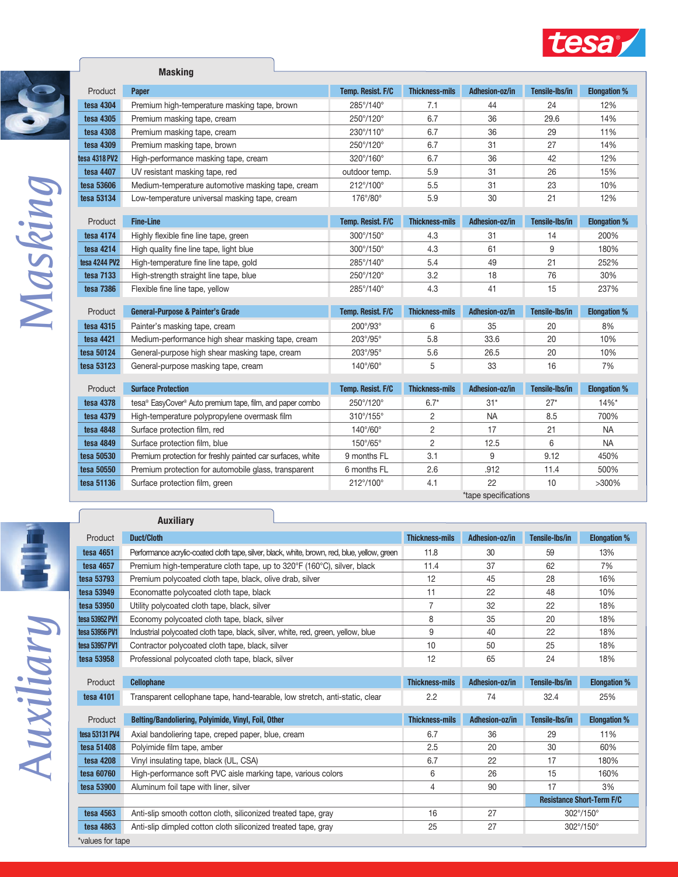## Masking

| Product | Paper | Temp. Resist. F/C | Thickness-mils | Adhesion-oz/in | Tensile-lbs/in | Elongation % |
|---|---|---|---|---|---|---|
| tesa 4304 | Premium high-temperature masking tape, brown | 285°/140° | 7.1 | 44 | 24 | 12% |
| tesa 4305 | Premium masking tape, cream | 250°/120° | 6.7 | 36 | 29.6 | 14% |
| tesa 4308 | Premium masking tape, cream | 230°/110° | 6.7 | 36 | 29 | 11% |
| tesa 4309 | Premium masking tape, brown | 250°/120° | 6.7 | 31 | 27 | 14% |
| tesa 4318 PV2 | High-performance masking tape, cream | 320°/160° | 6.7 | 36 | 42 | 12% |
| tesa 4407 | UV resistant masking tape, red | outdoor temp. | 5.9 | 31 | 26 | 15% |
| tesa 53606 | Medium-temperature automotive masking tape, cream | 212°/100° | 5.5 | 31 | 23 | 10% |
| tesa 53134 | Low-temperature universal masking tape, cream | 176°/80° | 5.9 | 30 | 21 | 12% |

| Product | Fine-Line | Temp. Resist. F/C | Thickness-mils | Adhesion-oz/in | Tensile-lbs/in | Elongation % |
|---|---|---|---|---|---|---|
| tesa 4174 | Highly flexible fine line tape, green | 300°/150° | 4.3 | 31 | 14 | 200% |
| tesa 4214 | High quality fine line tape, light blue | 300°/150° | 4.3 | 61 | 9 | 180% |
| tesa 4244 PV2 | High-temperature fine line tape, gold | 285°/140° | 5.4 | 49 | 21 | 252% |
| tesa 7133 | High-strength straight line tape, blue | 250°/120° | 3.2 | 18 | 76 | 30% |
| tesa 7386 | Flexible fine line tape, yellow | 285°/140° | 4.3 | 41 | 15 | 237% |

| Product | General-Purpose & Painter's Grade | Temp. Resist. F/C | Thickness-mils | Adhesion-oz/in | Tensile-lbs/in | Elongation % |
|---|---|---|---|---|---|---|
| tesa 4315 | Painter's masking tape, cream | 200°/93° | 6 | 35 | 20 | 8% |
| tesa 4421 | Medium-performance high shear masking tape, cream | 203°/95° | 5.8 | 33.6 | 20 | 10% |
| tesa 50124 | General-purpose high shear masking tape, cream | 203°/95° | 5.6 | 26.5 | 20 | 10% |
| tesa 53123 | General-purpose masking tape, cream | 140°/60° | 5 | 33 | 16 | 7% |

| Product | Surface Protection | Temp. Resist. F/C | Thickness-mils | Adhesion-oz/in | Tensile-lbs/in | Elongation % |
|---|---|---|---|---|---|---|
| tesa 4378 | tesa® EasyCover® Auto premium tape, film, and paper combo | 250°/120° | 6.7* | 31* | 27* | 14%* |
| tesa 4379 | High-temperature polypropylene overmask film | 310°/155° | 2 | NA | 8.5 | 700% |
| tesa 4848 | Surface protection film, red | 140°/60° | 2 | 17 | 21 | NA |
| tesa 4849 | Surface protection film, blue | 150°/65° | 2 | 12.5 | 6 | NA |
| tesa 50530 | Premium protection for freshly painted car surfaces, white | 9 months FL | 3.1 | 9 | 9.12 | 450% |
| tesa 50550 | Premium protection for automobile glass, transparent | 6 months FL | 2.6 | .912 | 11.4 | 500% |
| tesa 51136 | Surface protection film, green | 212°/100° | 4.1 | 22 | 10 | >300% |

*tape specifications

## Auxiliary

| Product | Duct/Cloth | Thickness-mils | Adhesion-oz/in | Tensile-lbs/in | Elongation % |
|---|---|---|---|---|---|
| tesa 4651 | Performance acrylic-coated cloth tape, silver, black, white, brown, red, blue, yellow, green | 11.8 | 30 | 59 | 13% |
| tesa 4657 | Premium high-temperature cloth tape, up to 320°F (160°C), silver, black | 11.4 | 37 | 62 | 7% |
| tesa 53793 | Premium polycoated cloth tape, black, olive drab, silver | 12 | 45 | 28 | 16% |
| tesa 53949 | Economatte polycoated cloth tape, black | 11 | 22 | 48 | 10% |
| tesa 53950 | Utility polycoated cloth tape, black, silver | 7 | 32 | 22 | 18% |
| tesa 53952 PV1 | Economy polycoated cloth tape, black, silver | 8 | 35 | 20 | 18% |
| tesa 53956 PV1 | Industrial polycoated cloth tape, black, silver, white, red, green, yellow, blue | 9 | 40 | 22 | 18% |
| tesa 53957 PV1 | Contractor polycoated cloth tape, black, silver | 10 | 50 | 25 | 18% |
| tesa 53958 | Professional polycoated cloth tape, black, silver | 12 | 65 | 24 | 18% |

| Product | Cellophane | Thickness-mils | Adhesion-oz/in | Tensile-lbs/in | Elongation % |
|---|---|---|---|---|---|
| tesa 4101 | Transparent cellophane tape, hand-tearable, low stretch, anti-static, clear | 2.2 | 74 | 32.4 | 25% |

| Product | Belting/Bandoliering, Polyimide, Vinyl, Foil, Other | Thickness-mils | Adhesion-oz/in | Tensile-lbs/in | Elongation % |
|---|---|---|---|---|---|
| tesa 53131 PV4 | Axial bandoliering tape, creped paper, blue, cream | 6.7 | 36 | 29 | 11% |
| tesa 51408 | Polyimide film tape, amber | 2.5 | 20 | 30 | 60% |
| tesa 4208 | Vinyl insulating tape, black (UL, CSA) | 6.7 | 22 | 17 | 180% |
| tesa 60760 | High-performance soft PVC aisle marking tape, various colors | 6 | 26 | 15 | 160% |
| tesa 53900 | Aluminum foil tape with liner, silver | 4 | 90 | 17 | 3% |
| | | | | Resistance Short-Term F/C | |
| tesa 4563 | Anti-slip smooth cotton cloth, siliconized treated tape, gray | 16 | 27 | 302°/150° | |
| tesa 4863 | Anti-slip dimpled cotton cloth siliconized treated tape, gray | 25 | 27 | 302°/150° | |

*values for tape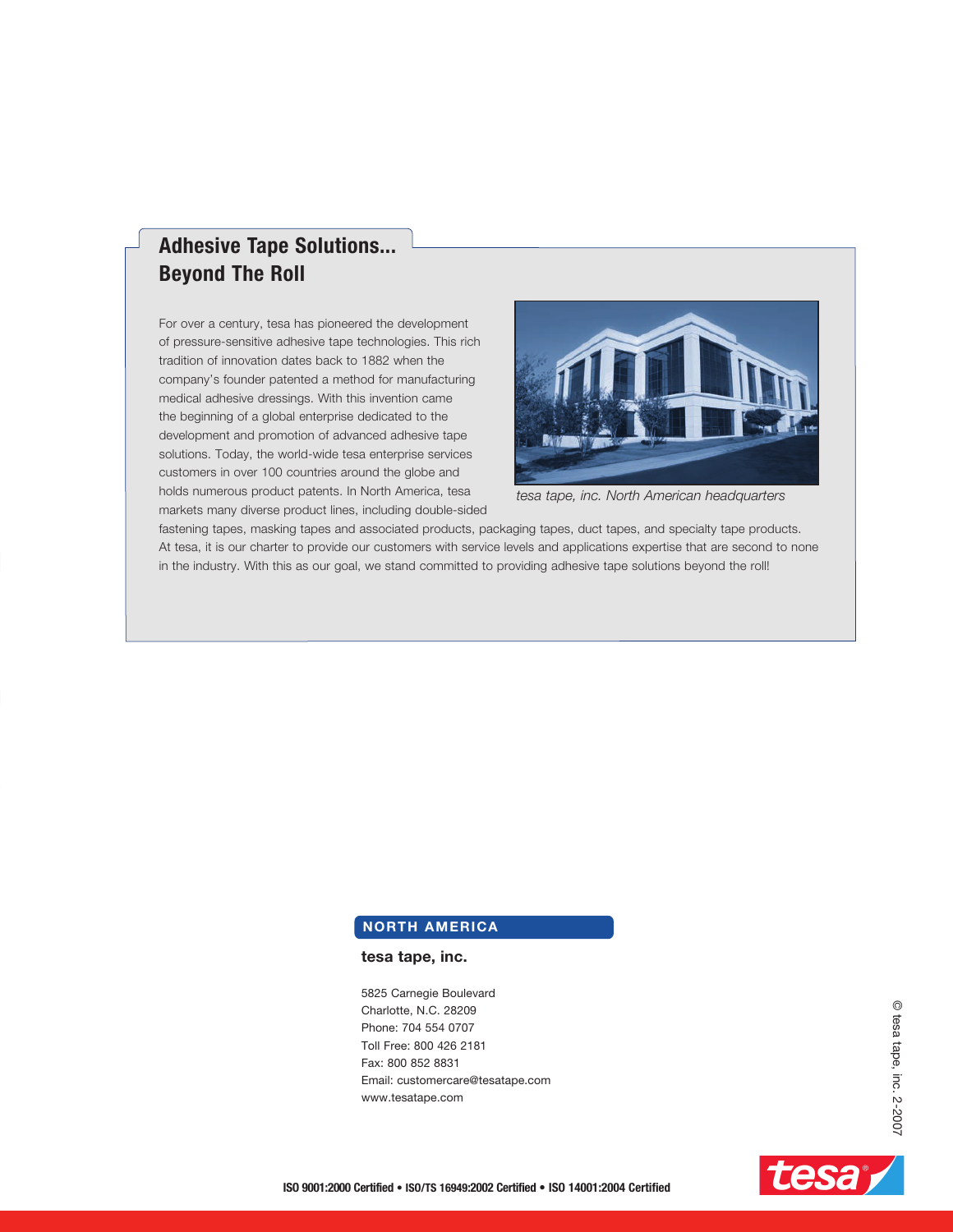## Adhesive Tape Solutions... Beyond The Roll

For over a century, tesa has pioneered the development of pressure-sensitive adhesive tape technologies. This rich tradition of innovation dates back to 1882 when the company's founder patented a method for manufacturing medical adhesive dressings. With this invention came the beginning of a global enterprise dedicated to the development and promotion of advanced adhesive tape solutions. Today, the world-wide tesa enterprise services customers in over 100 countries around the globe and holds numerous product patents. In North America, tesa markets many diverse product lines, including double-sided fastening tapes, masking tapes and associated products, packaging tapes, duct tapes, and specialty tape products. At tesa, it is our charter to provide our customers with service levels and applications expertise that are second to none in the industry. With this as our goal, we stand committed to providing adhesive tape solutions beyond the roll!

*tesa tape, inc. North American headquarters*

**NORTH AMERICA**

**tesa tape, inc.**

5825 Carnegie Boulevard
Charlotte, N.C. 28209
Phone: 704 554 0707
Toll Free: 800 426 2181
Fax: 800 852 8831
Email: customercare@tesatape.com
www.tesatape.com

© tesa tape, inc. 2-2007

**ISO 9001:2000 Certified • ISO/TS 16949:2002 Certified • ISO 14001:2004 Certified**

tesa®